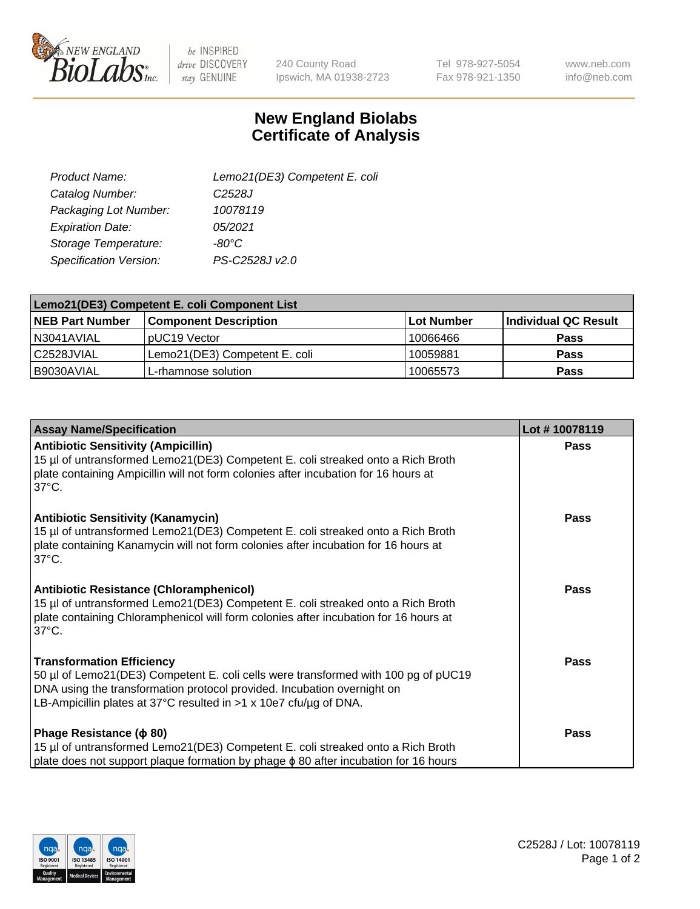# New England Biolabs
# Certificate of Analysis

| | |
|---|---|
| *Product Name:* | *Lemo21(DE3) Competent E. coli* |
| *Catalog Number:* | *C2528J* |
| *Packaging Lot Number:* | *10078119* |
| *Expiration Date:* | *05/2021* |
| *Storage Temperature:* | *-80°C* |
| *Specification Version:* | *PS-C2528J v2.0* |

| **Lemo21(DE3) Competent E. coli Component List** | | | |
|---|---|---|---|
| **NEB Part Number** | **Component Description** | **Lot Number** | **Individual QC Result** |
| N3041AVIAL | pUC19 Vector | 10066466 | **Pass** |
| C2528JVIAL | Lemo21(DE3) Competent E. coli | 10059881 | **Pass** |
| B9030AVIAL | L-rhamnose solution | 10065573 | **Pass** |

| **Assay Name/Specification** | **Lot # 10078119** |
|---|---|
| **Antibiotic Sensitivity (Ampicillin)**<br>15 µl of untransformed Lemo21(DE3) Competent E. coli streaked onto a Rich Broth plate containing Ampicillin will not form colonies after incubation for 16 hours at 37°C. | **Pass** |
| **Antibiotic Sensitivity (Kanamycin)**<br>15 µl of untransformed Lemo21(DE3) Competent E. coli streaked onto a Rich Broth plate containing Kanamycin will not form colonies after incubation for 16 hours at 37°C. | **Pass** |
| **Antibiotic Resistance (Chloramphenicol)**<br>15 µl of untransformed Lemo21(DE3) Competent E. coli streaked onto a Rich Broth plate containing Chloramphenicol will form colonies after incubation for 16 hours at 37°C. | **Pass** |
| **Transformation Efficiency**<br>50 µl of Lemo21(DE3) Competent E. coli cells were transformed with 100 pg of pUC19 DNA using the transformation protocol provided. Incubation overnight on LB-Ampicillin plates at 37°C resulted in >1 x 10e7 cfu/µg of DNA. | **Pass** |
| **Phage Resistance (ϕ 80)**<br>15 µl of untransformed Lemo21(DE3) Competent E. coli streaked onto a Rich Broth plate does not support plaque formation by phage ϕ 80 after incubation for 16 hours | **Pass** |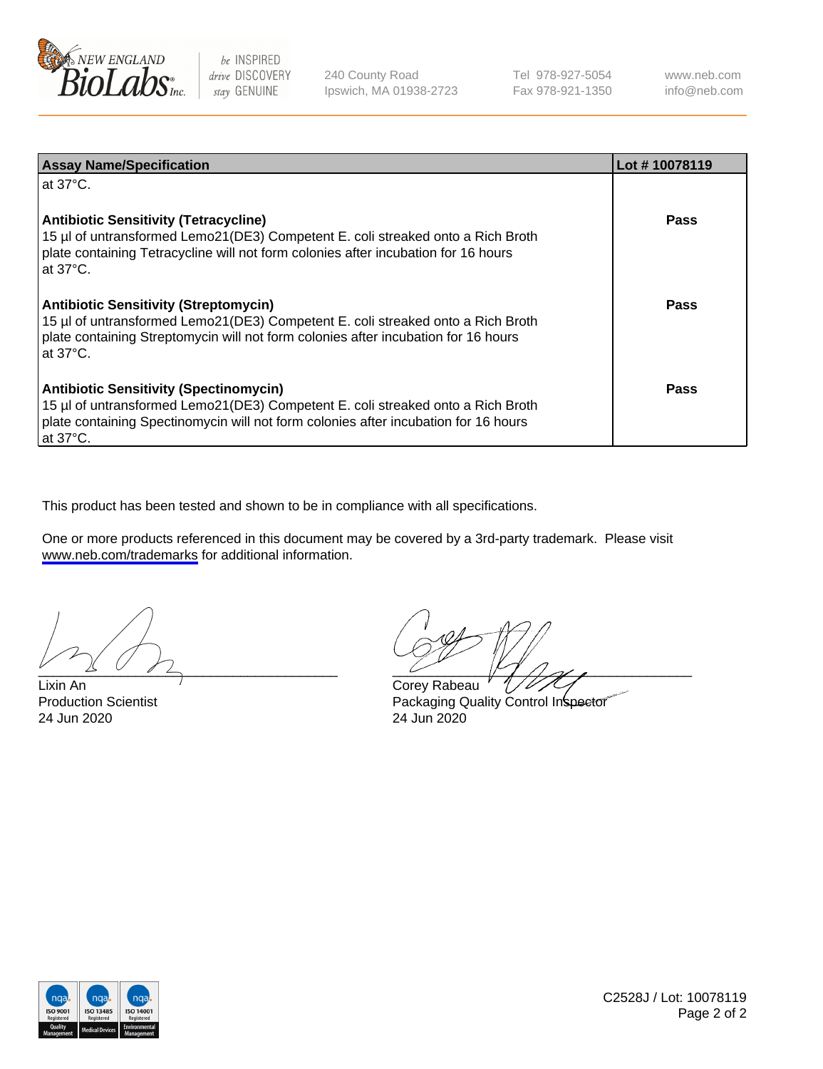| Assay Name/Specification | Lot # 10078119 |
| --- | --- |
| at 37°C. | |
| **Antibiotic Sensitivity (Tetracycline)**<br>15 µl of untransformed Lemo21(DE3) Competent E. coli streaked onto a Rich Broth plate containing Tetracycline will not form colonies after incubation for 16 hours at 37°C. | **Pass** |
| **Antibiotic Sensitivity (Streptomycin)**<br>15 µl of untransformed Lemo21(DE3) Competent E. coli streaked onto a Rich Broth plate containing Streptomycin will not form colonies after incubation for 16 hours at 37°C. | **Pass** |
| **Antibiotic Sensitivity (Spectinomycin)**<br>15 µl of untransformed Lemo21(DE3) Competent E. coli streaked onto a Rich Broth plate containing Spectinomycin will not form colonies after incubation for 16 hours at 37°C. | **Pass** |

This product has been tested and shown to be in compliance with all specifications.

One or more products referenced in this document may be covered by a 3rd-party trademark. Please visit www.neb.com/trademarks for additional information.

Lixin An
Production Scientist
24 Jun 2020

Corey Rabeau
Packaging Quality Control Inspector
24 Jun 2020

C2528J / Lot: 10078119